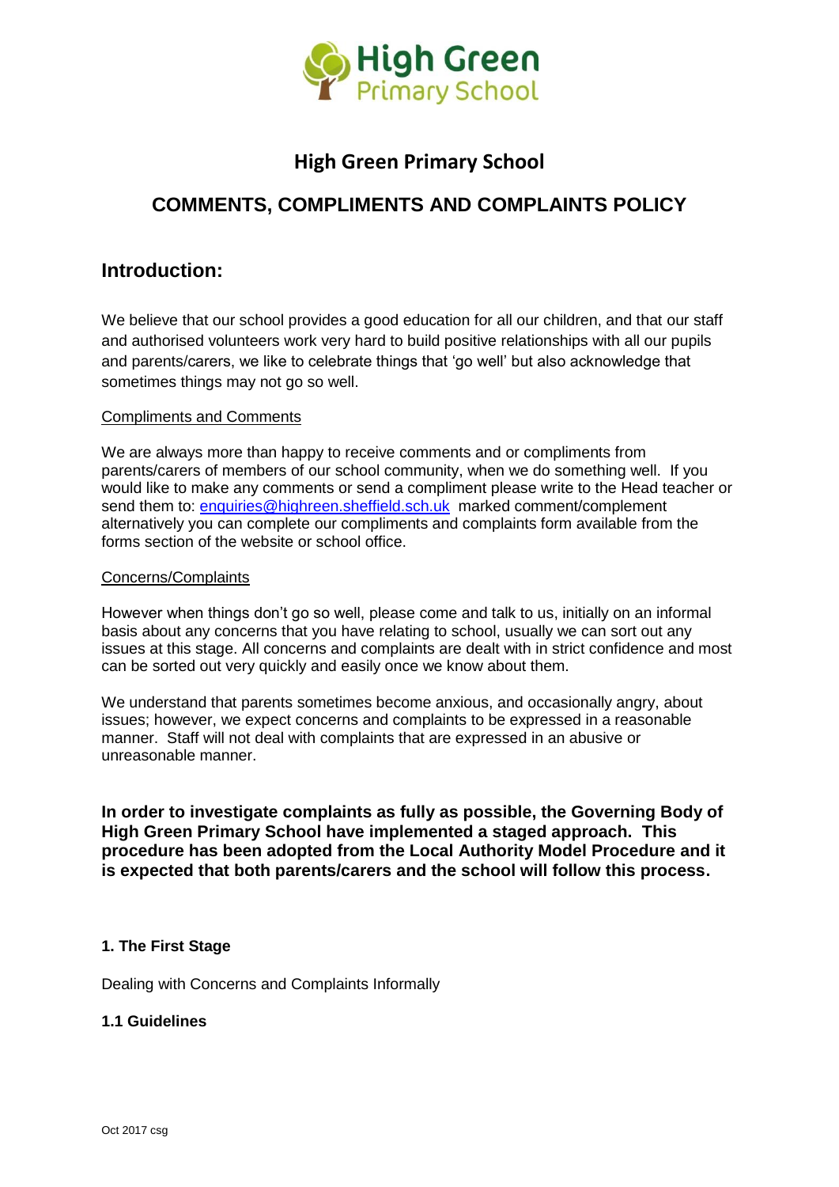# High Green Primary School

## COMMENTS, COMPLIMENTS AND COMPLAINTS POLICY

## Introduction:

We believe that our school provides a good education for all our children, and that our staff and authorised volunteers work very hard to build positive relationships with all our pupils and parents/carers, we like to celebrate things that 'go well' but also acknowledge that sometimes things may not go so well.

Compliments and Comments

We are always more than happy to receive comments and or compliments from parents/carers of members of our school community, when we do something well. If you would like to make any comments or send a compliment please write to the Head teacher or send them to: enquiries@highreen.sheffield.sch.uk marked comment/complement alternatively you can complete our compliments and complaints form available from the forms section of the website or school office.

Concerns/Complaints

However when things don't go so well, please come and talk to us, initially on an informal basis about any concerns that you have relating to school, usually we can sort out any issues at this stage. All concerns and complaints are dealt with in strict confidence and most can be sorted out very quickly and easily once we know about them.

We understand that parents sometimes become anxious, and occasionally angry, about issues; however, we expect concerns and complaints to be expressed in a reasonable manner. Staff will not deal with complaints that are expressed in an abusive or unreasonable manner.

**In order to investigate complaints as fully as possible, the Governing Body of High Green Primary School have implemented a staged approach. This procedure has been adopted from the Local Authority Model Procedure and it is expected that both parents/carers and the school will follow this process.**

**1. The First Stage**

Dealing with Concerns and Complaints Informally

**1.1 Guidelines**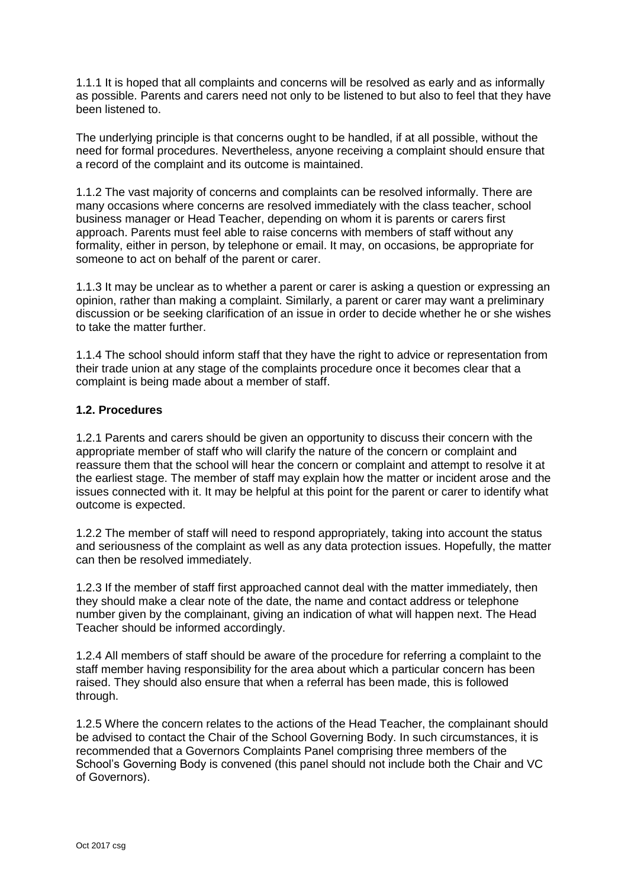1.1.1 It is hoped that all complaints and concerns will be resolved as early and as informally as possible. Parents and carers need not only to be listened to but also to feel that they have been listened to.

The underlying principle is that concerns ought to be handled, if at all possible, without the need for formal procedures. Nevertheless, anyone receiving a complaint should ensure that a record of the complaint and its outcome is maintained.

1.1.2 The vast majority of concerns and complaints can be resolved informally. There are many occasions where concerns are resolved immediately with the class teacher, school business manager or Head Teacher, depending on whom it is parents or carers first approach. Parents must feel able to raise concerns with members of staff without any formality, either in person, by telephone or email. It may, on occasions, be appropriate for someone to act on behalf of the parent or carer.

1.1.3 It may be unclear as to whether a parent or carer is asking a question or expressing an opinion, rather than making a complaint. Similarly, a parent or carer may want a preliminary discussion or be seeking clarification of an issue in order to decide whether he or she wishes to take the matter further.

1.1.4 The school should inform staff that they have the right to advice or representation from their trade union at any stage of the complaints procedure once it becomes clear that a complaint is being made about a member of staff.

**1.2. Procedures**

1.2.1 Parents and carers should be given an opportunity to discuss their concern with the appropriate member of staff who will clarify the nature of the concern or complaint and reassure them that the school will hear the concern or complaint and attempt to resolve it at the earliest stage. The member of staff may explain how the matter or incident arose and the issues connected with it. It may be helpful at this point for the parent or carer to identify what outcome is expected.

1.2.2 The member of staff will need to respond appropriately, taking into account the status and seriousness of the complaint as well as any data protection issues. Hopefully, the matter can then be resolved immediately.

1.2.3 If the member of staff first approached cannot deal with the matter immediately, then they should make a clear note of the date, the name and contact address or telephone number given by the complainant, giving an indication of what will happen next. The Head Teacher should be informed accordingly.

1.2.4 All members of staff should be aware of the procedure for referring a complaint to the staff member having responsibility for the area about which a particular concern has been raised. They should also ensure that when a referral has been made, this is followed through.

1.2.5 Where the concern relates to the actions of the Head Teacher, the complainant should be advised to contact the Chair of the School Governing Body. In such circumstances, it is recommended that a Governors Complaints Panel comprising three members of the School's Governing Body is convened (this panel should not include both the Chair and VC of Governors).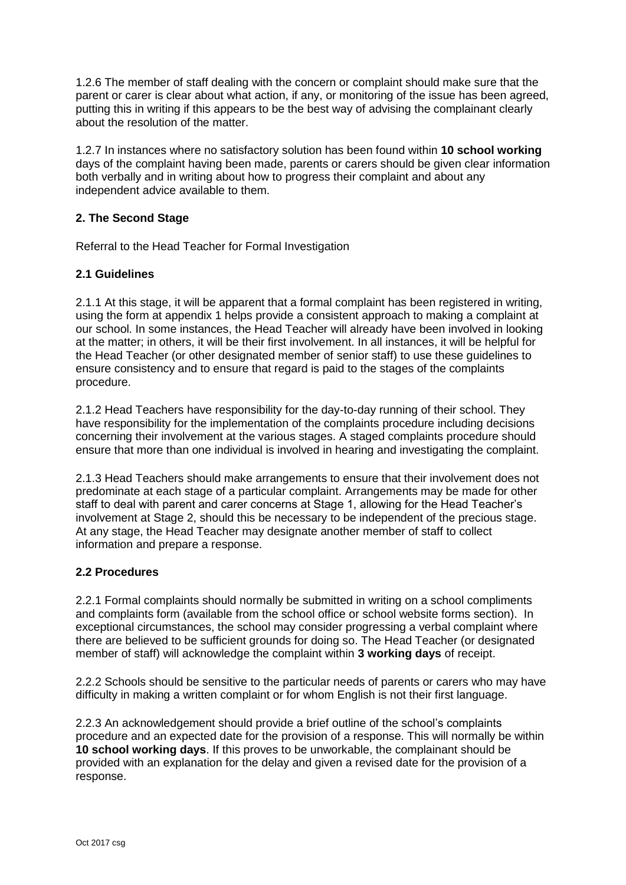1.2.6 The member of staff dealing with the concern or complaint should make sure that the parent or carer is clear about what action, if any, or monitoring of the issue has been agreed, putting this in writing if this appears to be the best way of advising the complainant clearly about the resolution of the matter.

1.2.7 In instances where no satisfactory solution has been found within **10 school working** days of the complaint having been made, parents or carers should be given clear information both verbally and in writing about how to progress their complaint and about any independent advice available to them.

## 2. The Second Stage

Referral to the Head Teacher for Formal Investigation

### 2.1 Guidelines

2.1.1 At this stage, it will be apparent that a formal complaint has been registered in writing, using the form at appendix 1 helps provide a consistent approach to making a complaint at our school. In some instances, the Head Teacher will already have been involved in looking at the matter; in others, it will be their first involvement. In all instances, it will be helpful for the Head Teacher (or other designated member of senior staff) to use these guidelines to ensure consistency and to ensure that regard is paid to the stages of the complaints procedure.

2.1.2 Head Teachers have responsibility for the day-to-day running of their school. They have responsibility for the implementation of the complaints procedure including decisions concerning their involvement at the various stages. A staged complaints procedure should ensure that more than one individual is involved in hearing and investigating the complaint.

2.1.3 Head Teachers should make arrangements to ensure that their involvement does not predominate at each stage of a particular complaint. Arrangements may be made for other staff to deal with parent and carer concerns at Stage 1, allowing for the Head Teacher's involvement at Stage 2, should this be necessary to be independent of the precious stage. At any stage, the Head Teacher may designate another member of staff to collect information and prepare a response.

### 2.2 Procedures

2.2.1 Formal complaints should normally be submitted in writing on a school compliments and complaints form (available from the school office or school website forms section). In exceptional circumstances, the school may consider progressing a verbal complaint where there are believed to be sufficient grounds for doing so. The Head Teacher (or designated member of staff) will acknowledge the complaint within **3 working days** of receipt.

2.2.2 Schools should be sensitive to the particular needs of parents or carers who may have difficulty in making a written complaint or for whom English is not their first language.

2.2.3 An acknowledgement should provide a brief outline of the school's complaints procedure and an expected date for the provision of a response. This will normally be within **10 school working days**. If this proves to be unworkable, the complainant should be provided with an explanation for the delay and given a revised date for the provision of a response.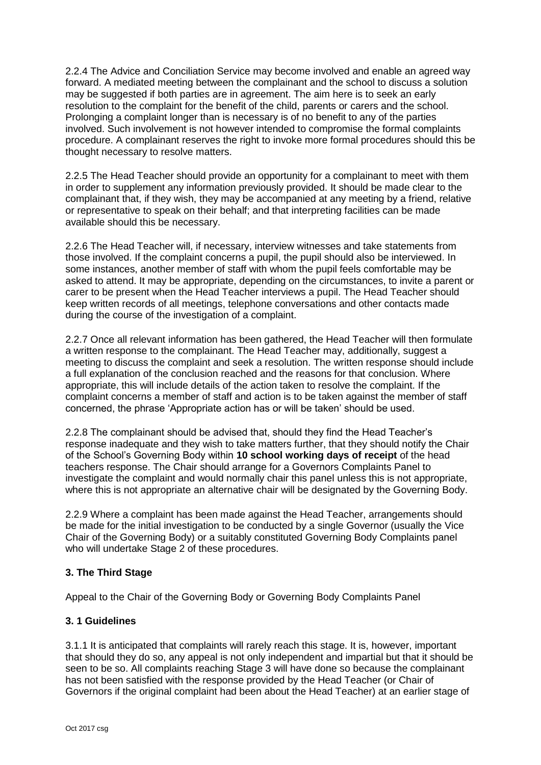2.2.4 The Advice and Conciliation Service may become involved and enable an agreed way forward. A mediated meeting between the complainant and the school to discuss a solution may be suggested if both parties are in agreement. The aim here is to seek an early resolution to the complaint for the benefit of the child, parents or carers and the school. Prolonging a complaint longer than is necessary is of no benefit to any of the parties involved. Such involvement is not however intended to compromise the formal complaints procedure. A complainant reserves the right to invoke more formal procedures should this be thought necessary to resolve matters.

2.2.5 The Head Teacher should provide an opportunity for a complainant to meet with them in order to supplement any information previously provided. It should be made clear to the complainant that, if they wish, they may be accompanied at any meeting by a friend, relative or representative to speak on their behalf; and that interpreting facilities can be made available should this be necessary.

2.2.6 The Head Teacher will, if necessary, interview witnesses and take statements from those involved. If the complaint concerns a pupil, the pupil should also be interviewed. In some instances, another member of staff with whom the pupil feels comfortable may be asked to attend. It may be appropriate, depending on the circumstances, to invite a parent or carer to be present when the Head Teacher interviews a pupil. The Head Teacher should keep written records of all meetings, telephone conversations and other contacts made during the course of the investigation of a complaint.

2.2.7 Once all relevant information has been gathered, the Head Teacher will then formulate a written response to the complainant. The Head Teacher may, additionally, suggest a meeting to discuss the complaint and seek a resolution. The written response should include a full explanation of the conclusion reached and the reasons for that conclusion. Where appropriate, this will include details of the action taken to resolve the complaint. If the complaint concerns a member of staff and action is to be taken against the member of staff concerned, the phrase 'Appropriate action has or will be taken' should be used.

2.2.8 The complainant should be advised that, should they find the Head Teacher's response inadequate and they wish to take matters further, that they should notify the Chair of the School's Governing Body within **10 school working days of receipt** of the head teachers response. The Chair should arrange for a Governors Complaints Panel to investigate the complaint and would normally chair this panel unless this is not appropriate, where this is not appropriate an alternative chair will be designated by the Governing Body.

2.2.9 Where a complaint has been made against the Head Teacher, arrangements should be made for the initial investigation to be conducted by a single Governor (usually the Vice Chair of the Governing Body) or a suitably constituted Governing Body Complaints panel who will undertake Stage 2 of these procedures.

### 3. The Third Stage

Appeal to the Chair of the Governing Body or Governing Body Complaints Panel

### 3. 1 Guidelines

3.1.1 It is anticipated that complaints will rarely reach this stage. It is, however, important that should they do so, any appeal is not only independent and impartial but that it should be seen to be so. All complaints reaching Stage 3 will have done so because the complainant has not been satisfied with the response provided by the Head Teacher (or Chair of Governors if the original complaint had been about the Head Teacher) at an earlier stage of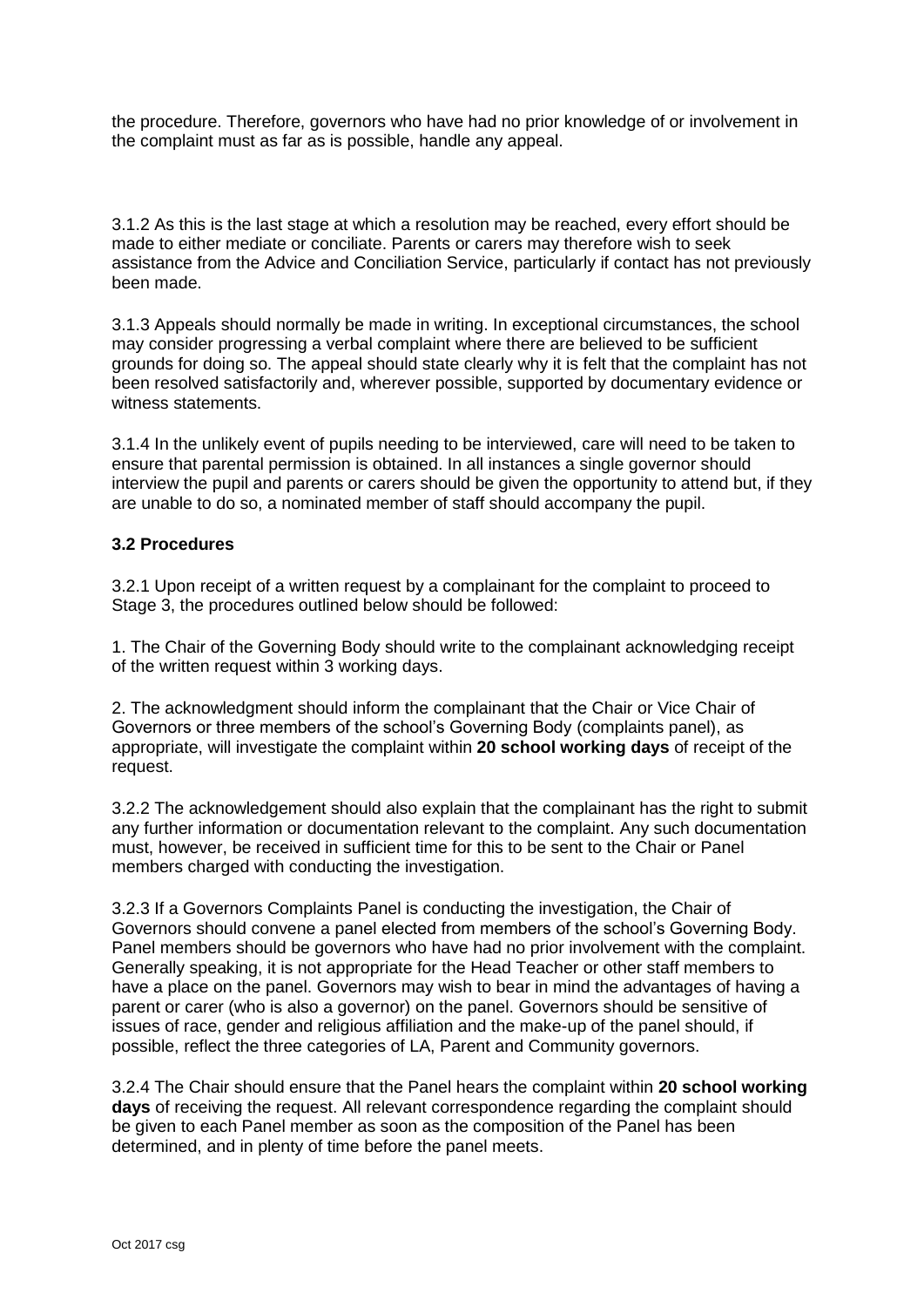the procedure. Therefore, governors who have had no prior knowledge of or involvement in the complaint must as far as is possible, handle any appeal.

3.1.2 As this is the last stage at which a resolution may be reached, every effort should be made to either mediate or conciliate. Parents or carers may therefore wish to seek assistance from the Advice and Conciliation Service, particularly if contact has not previously been made.

3.1.3 Appeals should normally be made in writing. In exceptional circumstances, the school may consider progressing a verbal complaint where there are believed to be sufficient grounds for doing so. The appeal should state clearly why it is felt that the complaint has not been resolved satisfactorily and, wherever possible, supported by documentary evidence or witness statements.

3.1.4 In the unlikely event of pupils needing to be interviewed, care will need to be taken to ensure that parental permission is obtained. In all instances a single governor should interview the pupil and parents or carers should be given the opportunity to attend but, if they are unable to do so, a nominated member of staff should accompany the pupil.

### 3.2 Procedures

3.2.1 Upon receipt of a written request by a complainant for the complaint to proceed to Stage 3, the procedures outlined below should be followed:

1. The Chair of the Governing Body should write to the complainant acknowledging receipt of the written request within 3 working days.

2. The acknowledgment should inform the complainant that the Chair or Vice Chair of Governors or three members of the school's Governing Body (complaints panel), as appropriate, will investigate the complaint within **20 school working days** of receipt of the request.

3.2.2 The acknowledgement should also explain that the complainant has the right to submit any further information or documentation relevant to the complaint. Any such documentation must, however, be received in sufficient time for this to be sent to the Chair or Panel members charged with conducting the investigation.

3.2.3 If a Governors Complaints Panel is conducting the investigation, the Chair of Governors should convene a panel elected from members of the school's Governing Body. Panel members should be governors who have had no prior involvement with the complaint. Generally speaking, it is not appropriate for the Head Teacher or other staff members to have a place on the panel. Governors may wish to bear in mind the advantages of having a parent or carer (who is also a governor) on the panel. Governors should be sensitive of issues of race, gender and religious affiliation and the make-up of the panel should, if possible, reflect the three categories of LA, Parent and Community governors.

3.2.4 The Chair should ensure that the Panel hears the complaint within **20 school working days** of receiving the request. All relevant correspondence regarding the complaint should be given to each Panel member as soon as the composition of the Panel has been determined, and in plenty of time before the panel meets.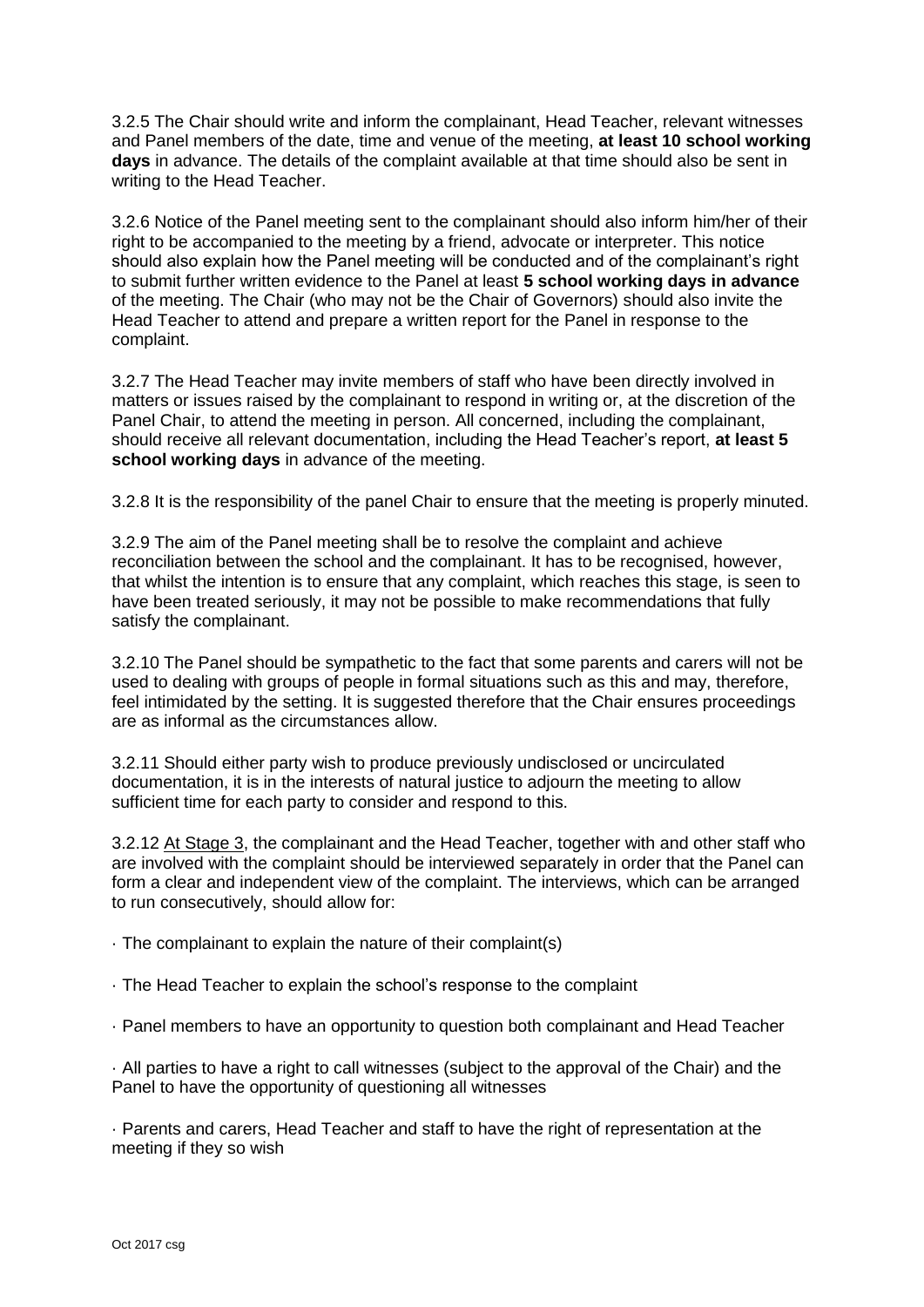3.2.5 The Chair should write and inform the complainant, Head Teacher, relevant witnesses and Panel members of the date, time and venue of the meeting, **at least 10 school working days** in advance. The details of the complaint available at that time should also be sent in writing to the Head Teacher.

3.2.6 Notice of the Panel meeting sent to the complainant should also inform him/her of their right to be accompanied to the meeting by a friend, advocate or interpreter. This notice should also explain how the Panel meeting will be conducted and of the complainant's right to submit further written evidence to the Panel at least **5 school working days in advance** of the meeting. The Chair (who may not be the Chair of Governors) should also invite the Head Teacher to attend and prepare a written report for the Panel in response to the complaint.

3.2.7 The Head Teacher may invite members of staff who have been directly involved in matters or issues raised by the complainant to respond in writing or, at the discretion of the Panel Chair, to attend the meeting in person. All concerned, including the complainant, should receive all relevant documentation, including the Head Teacher's report, **at least 5 school working days** in advance of the meeting.

3.2.8 It is the responsibility of the panel Chair to ensure that the meeting is properly minuted.

3.2.9 The aim of the Panel meeting shall be to resolve the complaint and achieve reconciliation between the school and the complainant. It has to be recognised, however, that whilst the intention is to ensure that any complaint, which reaches this stage, is seen to have been treated seriously, it may not be possible to make recommendations that fully satisfy the complainant.

3.2.10 The Panel should be sympathetic to the fact that some parents and carers will not be used to dealing with groups of people in formal situations such as this and may, therefore, feel intimidated by the setting. It is suggested therefore that the Chair ensures proceedings are as informal as the circumstances allow.

3.2.11 Should either party wish to produce previously undisclosed or uncirculated documentation, it is in the interests of natural justice to adjourn the meeting to allow sufficient time for each party to consider and respond to this.

3.2.12 At Stage 3, the complainant and the Head Teacher, together with and other staff who are involved with the complaint should be interviewed separately in order that the Panel can form a clear and independent view of the complaint. The interviews, which can be arranged to run consecutively, should allow for:

· The complainant to explain the nature of their complaint(s)

· The Head Teacher to explain the school's response to the complaint

· Panel members to have an opportunity to question both complainant and Head Teacher

· All parties to have a right to call witnesses (subject to the approval of the Chair) and the Panel to have the opportunity of questioning all witnesses

· Parents and carers, Head Teacher and staff to have the right of representation at the meeting if they so wish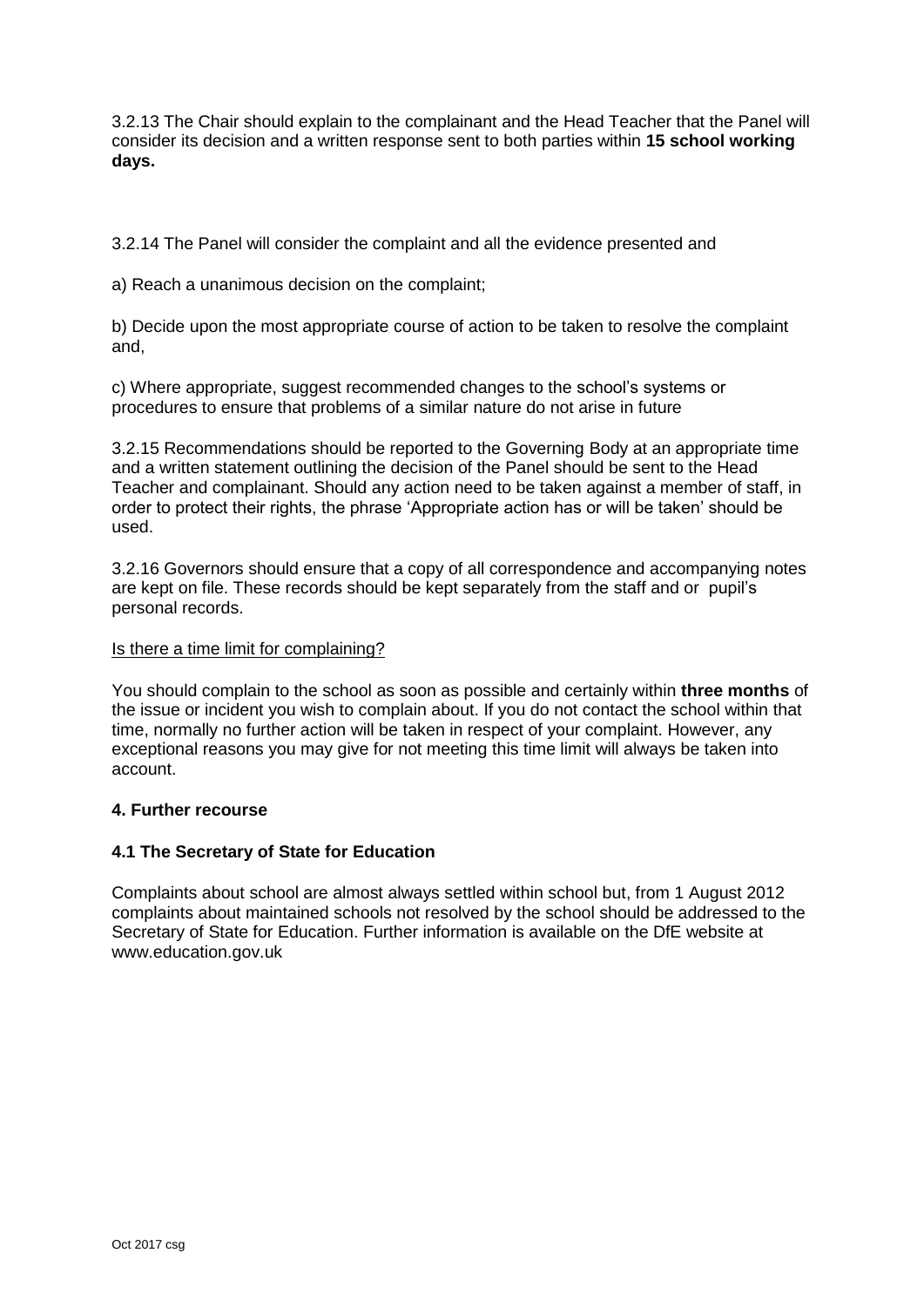3.2.13 The Chair should explain to the complainant and the Head Teacher that the Panel will consider its decision and a written response sent to both parties within **15 school working days.**

3.2.14 The Panel will consider the complaint and all the evidence presented and

a) Reach a unanimous decision on the complaint;

b) Decide upon the most appropriate course of action to be taken to resolve the complaint and,

c) Where appropriate, suggest recommended changes to the school's systems or procedures to ensure that problems of a similar nature do not arise in future

3.2.15 Recommendations should be reported to the Governing Body at an appropriate time and a written statement outlining the decision of the Panel should be sent to the Head Teacher and complainant. Should any action need to be taken against a member of staff, in order to protect their rights, the phrase 'Appropriate action has or will be taken' should be used.

3.2.16 Governors should ensure that a copy of all correspondence and accompanying notes are kept on file. These records should be kept separately from the staff and or pupil's personal records.

<u>Is there a time limit for complaining?</u>

You should complain to the school as soon as possible and certainly within **three months** of the issue or incident you wish to complain about. If you do not contact the school within that time, normally no further action will be taken in respect of your complaint. However, any exceptional reasons you may give for not meeting this time limit will always be taken into account.

## 4. Further recourse

### 4.1 The Secretary of State for Education

Complaints about school are almost always settled within school but, from 1 August 2012 complaints about maintained schools not resolved by the school should be addressed to the Secretary of State for Education. Further information is available on the DfE website at www.education.gov.uk